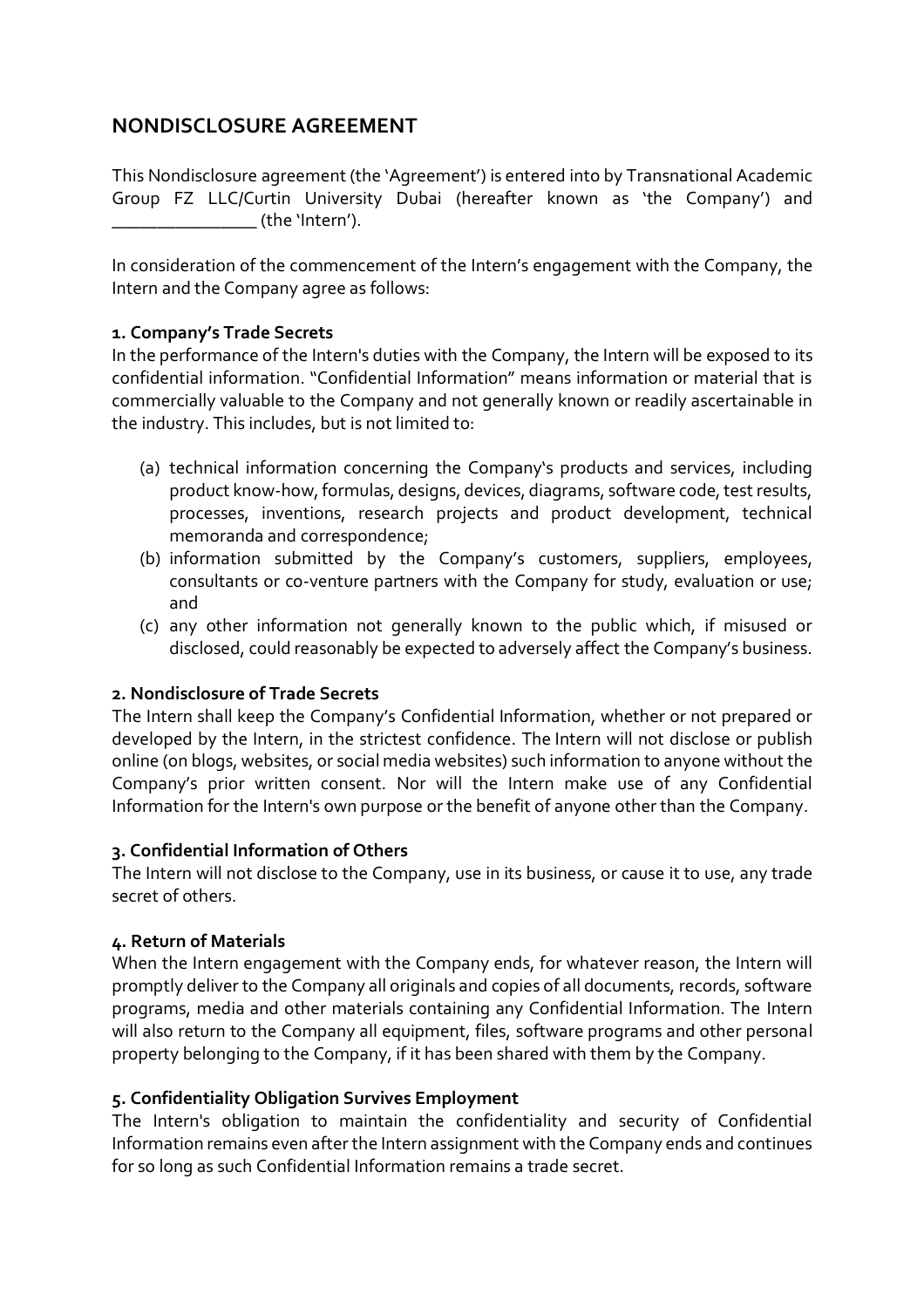# NONDISCLOSURE AGREEMENT

This Nondisclosure agreement (the 'Agreement') is entered into by Transnational Academic Group FZ LLC/Curtin University Dubai (hereafter known as 'the Company') and _______________ (the 'Intern').

In consideration of the commencement of the Intern's engagement with the Company, the Intern and the Company agree as follows:

**1. Company's Trade Secrets**

In the performance of the Intern's duties with the Company, the Intern will be exposed to its confidential information. "Confidential Information" means information or material that is commercially valuable to the Company and not generally known or readily ascertainable in the industry. This includes, but is not limited to:

(a) technical information concerning the Company's products and services, including product know-how, formulas, designs, devices, diagrams, software code, test results, processes, inventions, research projects and product development, technical memoranda and correspondence;

(b) information submitted by the Company's customers, suppliers, employees, consultants or co-venture partners with the Company for study, evaluation or use; and

(c) any other information not generally known to the public which, if misused or disclosed, could reasonably be expected to adversely affect the Company's business.

**2. Nondisclosure of Trade Secrets**

The Intern shall keep the Company's Confidential Information, whether or not prepared or developed by the Intern, in the strictest confidence. The Intern will not disclose or publish online (on blogs, websites, or social media websites) such information to anyone without the Company's prior written consent. Nor will the Intern make use of any Confidential Information for the Intern's own purpose or the benefit of anyone other than the Company.

**3. Confidential Information of Others**

The Intern will not disclose to the Company, use in its business, or cause it to use, any trade secret of others.

**4. Return of Materials**

When the Intern engagement with the Company ends, for whatever reason, the Intern will promptly deliver to the Company all originals and copies of all documents, records, software programs, media and other materials containing any Confidential Information. The Intern will also return to the Company all equipment, files, software programs and other personal property belonging to the Company, if it has been shared with them by the Company.

**5. Confidentiality Obligation Survives Employment**

The Intern's obligation to maintain the confidentiality and security of Confidential Information remains even after the Intern assignment with the Company ends and continues for so long as such Confidential Information remains a trade secret.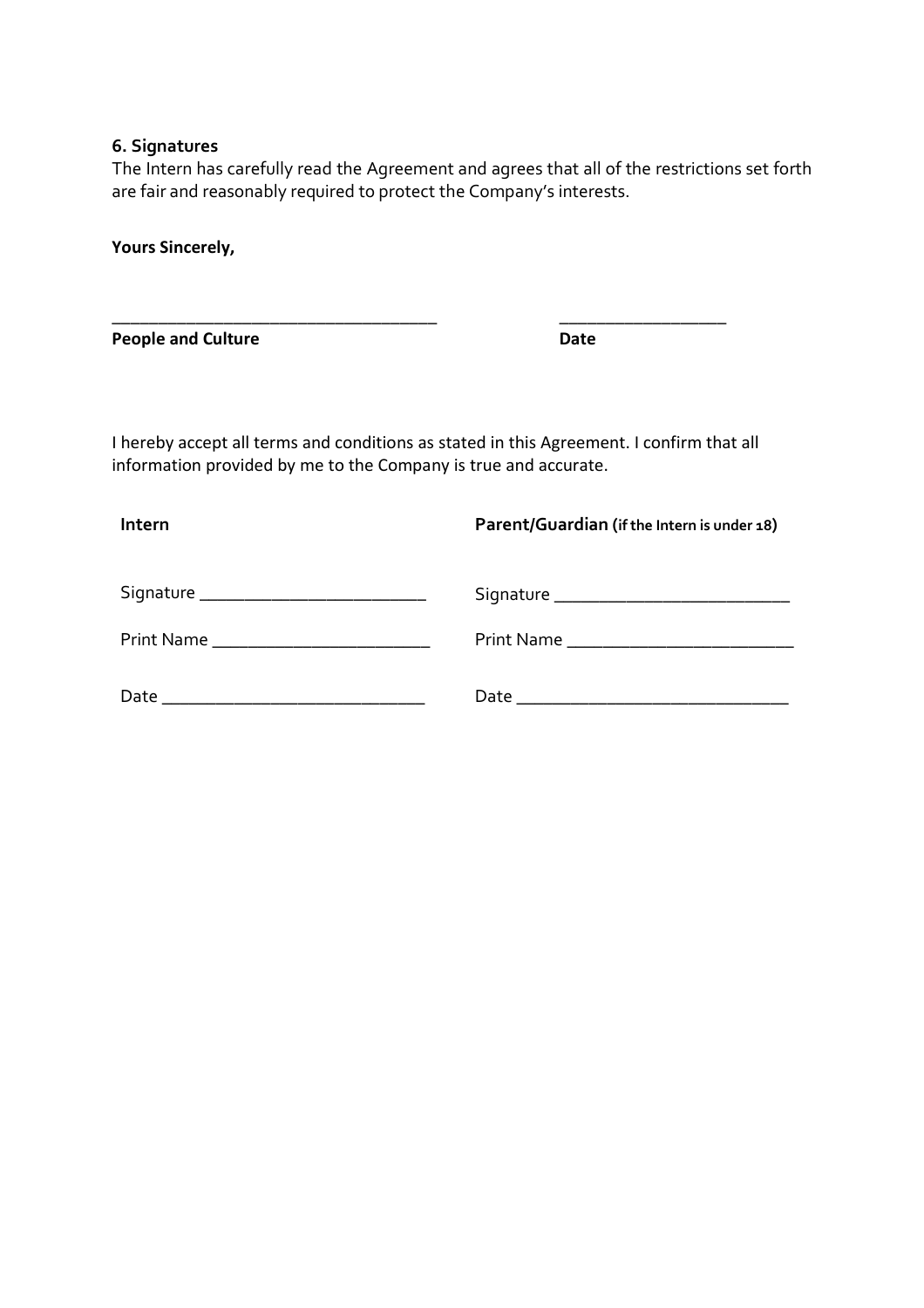**6. Signatures**

The Intern has carefully read the Agreement and agrees that all of the restrictions set forth are fair and reasonably required to protect the Company's interests.

**Yours Sincerely,**

| | |
|---|---|
| ___________________________________ | __________________ |
| **People and Culture** | **Date** |

I hereby accept all terms and conditions as stated in this Agreement. I confirm that all information provided by me to the Company is true and accurate.

| **Intern** | **Parent/Guardian** (**if the Intern is under 18**) |
|---|---|
| Signature ________________________ | Signature _________________________ |
| Print Name _______________________ | Print Name ________________________ |
| Date ____________________________ | Date _____________________________ |